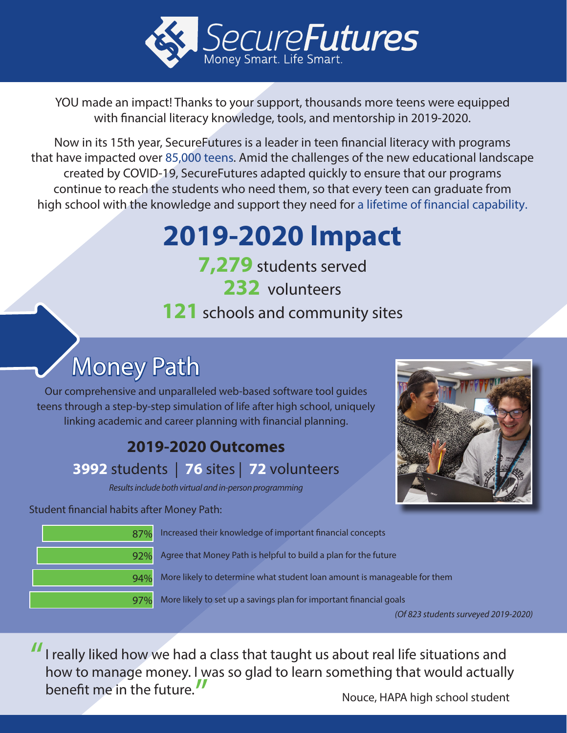# SecureFutures

Money Smart. Life Smart.

YOU made an impact! Thanks to your support, thousands more teens were equipped with financial literacy knowledge, tools, and mentorship in 2019-2020.

Now in its 15th year, SecureFutures is a leader in teen financial literacy with programs that have impacted over 85,000 teens. Amid the challenges of the new educational landscape created by COVID-19, SecureFutures adapted quickly to ensure that our programs continue to reach the students who need them, so that every teen can graduate from high school with the knowledge and support they need for a lifetime of financial capability.

## 2019-2020 Impact

**7,279** students served

**232** volunteers

**121** schools and community sites

## Money Path

Our comprehensive and unparalleled web-based software tool guides teens through a step-by-step simulation of life after high school, uniquely linking academic and career planning with financial planning.

### 2019-2020 Outcomes

**3992** students | **76** sites | **72** volunteers

*Results include both virtual and in-person programming*

Student financial habits after Money Path:

| % | Habit |
|---|---|
| 87% | Increased their knowledge of important financial concepts |
| 92% | Agree that Money Path is helpful to build a plan for the future |
| 94% | More likely to determine what student loan amount is manageable for them |
| 97% | More likely to set up a savings plan for important financial goals |

*(Of 823 students surveyed 2019-2020)*

> "I really liked how we had a class that taught us about real life situations and how to manage money. I was so glad to learn something that would actually benefit me in the future."
>
> Nouce, HAPA high school student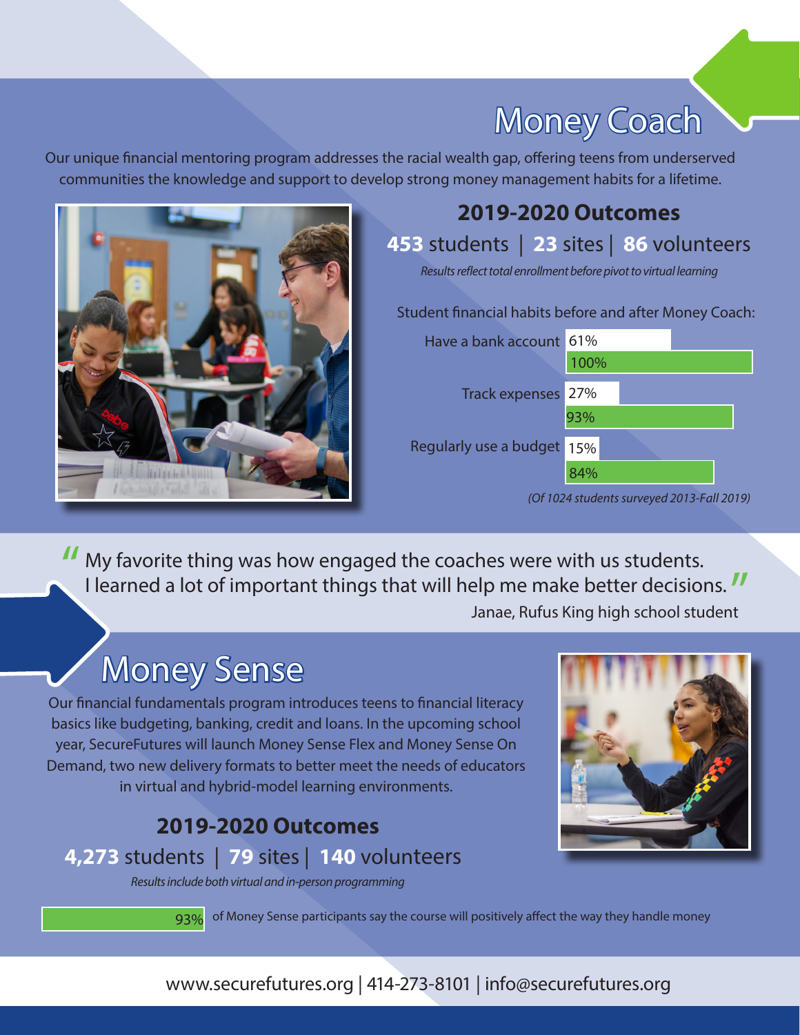# Money Coach

Our unique financial mentoring program addresses the racial wealth gap, offering teens from underserved communities the knowledge and support to develop strong money management habits for a lifetime.

## 2019-2020 Outcomes

**453** students | **23** sites | **86** volunteers

*Results reflect total enrollment before pivot to virtual learning*

Student financial habits before and after Money Coach:

Have a bank account
61%
100%

Track expenses
27%
93%

Regularly use a budget
15%
84%

*(Of 1024 students surveyed 2013-Fall 2019)*

"My favorite thing was how engaged the coaches were with us students. I learned a lot of important things that will help me make better decisions."

Janae, Rufus King high school student

# Money Sense

Our financial fundamentals program introduces teens to financial literacy basics like budgeting, banking, credit and loans. In the upcoming school year, SecureFutures will launch Money Sense Flex and Money Sense On Demand, two new delivery formats to better meet the needs of educators in virtual and hybrid-model learning environments.

## 2019-2020 Outcomes

**4,273** students | **79** sites | **140** volunteers

*Results include both virtual and in-person programming*

93% of Money Sense participants say the course will positively affect the way they handle money

www.securefutures.org | 414-273-8101 | info@securefutures.org